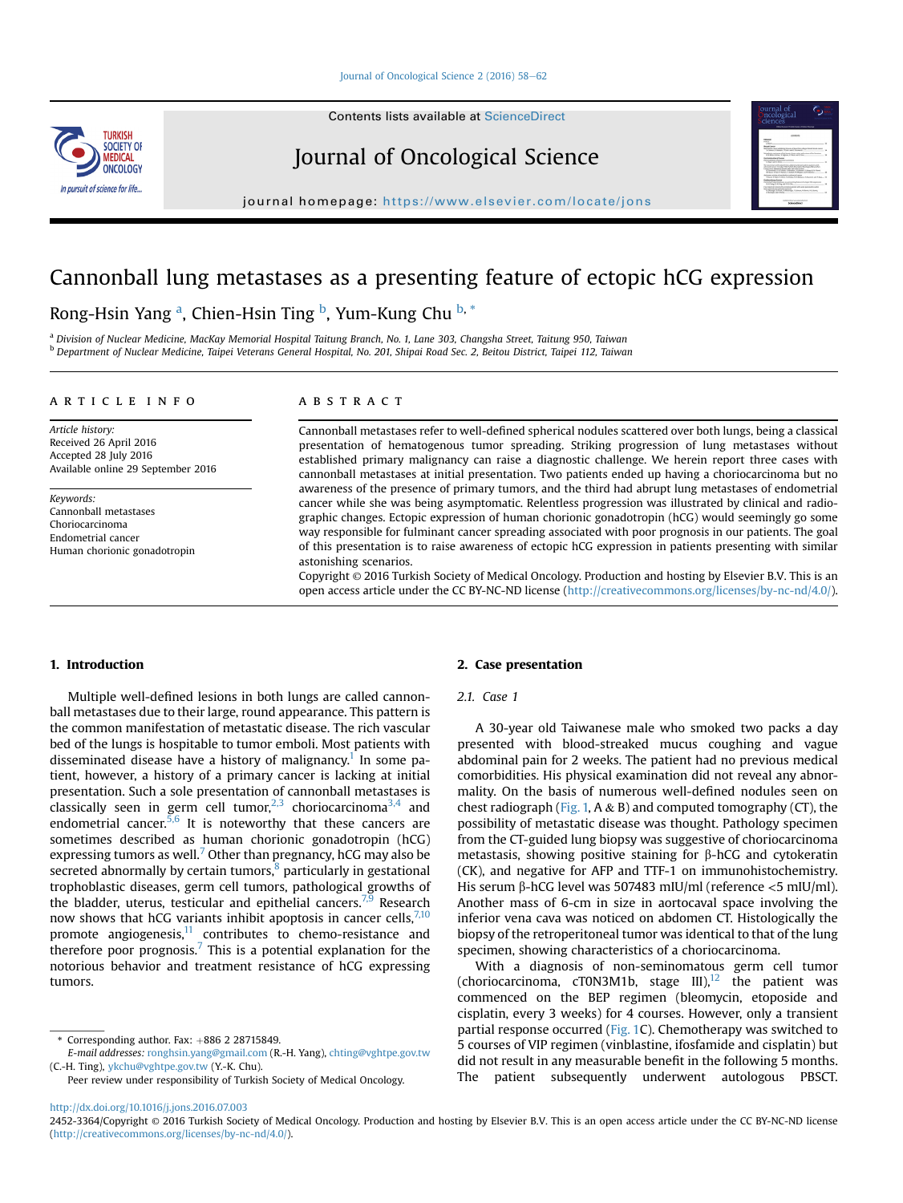# Cannonball lung metastases as a presenting feature of ectopic hCG expression

Rong-Hsin Yang [a], Chien-Hsin Ting [b], Yum-Kung Chu [b,*]

[a] Division of Nuclear Medicine, MacKay Memorial Hospital Taitung Branch, No. 1, Lane 303, Changsha Street, Taitung 950, Taiwan
[b] Department of Nuclear Medicine, Taipei Veterans General Hospital, No. 201, Shipai Road Sec. 2, Beitou District, Taipei 112, Taiwan

## ARTICLE INFO

*Article history:*
Received 26 April 2016
Accepted 28 July 2016
Available online 29 September 2016

*Keywords:*
Cannonball metastases
Choriocarcinoma
Endometrial cancer
Human chorionic gonadotropin

## ABSTRACT

Cannonball metastases refer to well-defined spherical nodules scattered over both lungs, being a classical presentation of hematogenous tumor spreading. Striking progression of lung metastases without established primary malignancy can raise a diagnostic challenge. We herein report three cases with cannonball metastases at initial presentation. Two patients ended up having a choriocarcinoma but no awareness of the presence of primary tumors, and the third had abrupt lung metastases of endometrial cancer while she was being asymptomatic. Relentless progression was illustrated by clinical and radiographic changes. Ectopic expression of human chorionic gonadotropin (hCG) would seemingly go some way responsible for fulminant cancer spreading associated with poor prognosis in our patients. The goal of this presentation is to raise awareness of ectopic hCG expression in patients presenting with similar astonishing scenarios.

Copyright © 2016 Turkish Society of Medical Oncology. Production and hosting by Elsevier B.V. This is an open access article under the CC BY-NC-ND license (http://creativecommons.org/licenses/by-nc-nd/4.0/).

## 1. Introduction

Multiple well-defined lesions in both lungs are called cannonball metastases due to their large, round appearance. This pattern is the common manifestation of metastatic disease. The rich vascular bed of the lungs is hospitable to tumor emboli. Most patients with disseminated disease have a history of malignancy.[1] In some patient, however, a history of a primary cancer is lacking at initial presentation. Such a sole presentation of cannonball metastases is classically seen in germ cell tumor,[2,3] choriocarcinoma[3,4] and endometrial cancer.[5,6] It is noteworthy that these cancers are sometimes described as human chorionic gonadotropin (hCG) expressing tumors as well.[7] Other than pregnancy, hCG may also be secreted abnormally by certain tumors,[8] particularly in gestational trophoblastic diseases, germ cell tumors, pathological growths of the bladder, uterus, testicular and epithelial cancers.[7,9] Research now shows that hCG variants inhibit apoptosis in cancer cells,[7,10] promote angiogenesis,[11] contributes to chemo-resistance and therefore poor prognosis.[7] This is a potential explanation for the notorious behavior and treatment resistance of hCG expressing tumors.

## 2. Case presentation

### 2.1. Case 1

A 30-year old Taiwanese male who smoked two packs a day presented with blood-streaked mucus coughing and vague abdominal pain for 2 weeks. The patient had no previous medical comorbidities. His physical examination did not reveal any abnormality. On the basis of numerous well-defined nodules seen on chest radiograph (Fig. 1, A & B) and computed tomography (CT), the possibility of metastatic disease was thought. Pathology specimen from the CT-guided lung biopsy was suggestive of choriocarcinoma metastasis, showing positive staining for β-hCG and cytokeratin (CK), and negative for AFP and TTF-1 on immunohistochemistry. His serum β-hCG level was 507483 mIU/ml (reference <5 mIU/ml). Another mass of 6-cm in size in aortocaval space involving the inferior vena cava was noticed on abdomen CT. Histologically the biopsy of the retroperitoneal tumor was identical to that of the lung specimen, showing characteristics of a choriocarcinoma.

With a diagnosis of non-seminomatous germ cell tumor (choriocarcinoma, cT0N3M1b, stage III),[12] the patient was commenced on the BEP regimen (bleomycin, etoposide and cisplatin, every 3 weeks) for 4 courses. However, only a transient partial response occurred (Fig. 1C). Chemotherapy was switched to 5 courses of VIP regimen (vinblastine, ifosfamide and cisplatin) but did not result in any measurable benefit in the following 5 months. The patient subsequently underwent autologous PBSCT.

\* Corresponding author. Fax: +886 2 28715849.
*E-mail addresses:* ronghsin.yang@gmail.com (R.-H. Yang), chting@vghtpe.gov.tw (C.-H. Ting), ykchu@vghtpe.gov.tw (Y.-K. Chu).
Peer review under responsibility of Turkish Society of Medical Oncology.

http://dx.doi.org/10.1016/j.jons.2016.07.003
2452-3364/Copyright © 2016 Turkish Society of Medical Oncology. Production and hosting by Elsevier B.V. This is an open access article under the CC BY-NC-ND license (http://creativecommons.org/licenses/by-nc-nd/4.0/).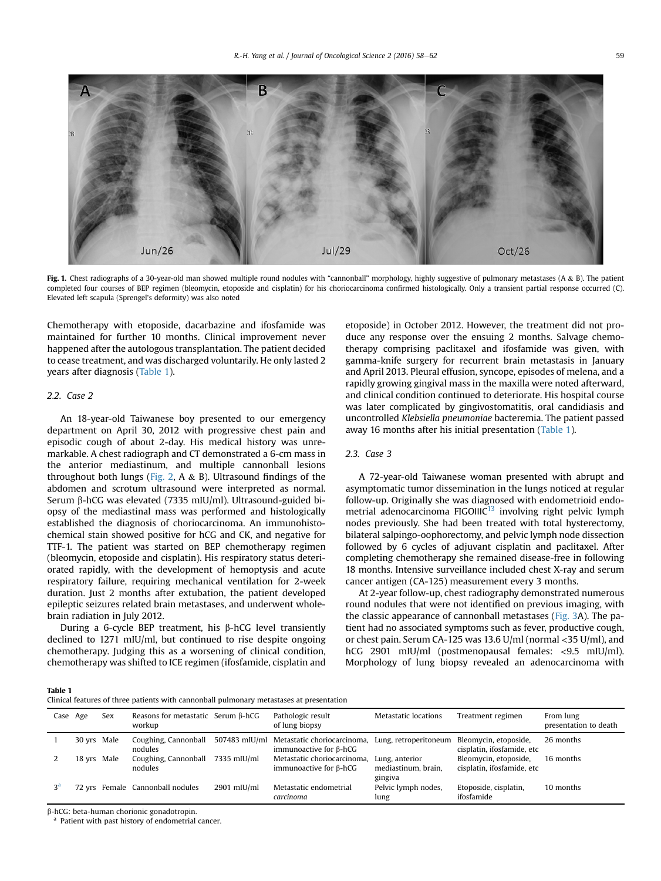Fig. 1. Chest radiographs of a 30-year-old man showed multiple round nodules with "cannonball" morphology, highly suggestive of pulmonary metastases (A & B). The patient completed four courses of BEP regimen (bleomycin, etoposide and cisplatin) for his choriocarcinoma confirmed histologically. Only a transient partial response occurred (C). Elevated left scapula (Sprengel's deformity) was also noted

Chemotherapy with etoposide, dacarbazine and ifosfamide was maintained for further 10 months. Clinical improvement never happened after the autologous transplantation. The patient decided to cease treatment, and was discharged voluntarily. He only lasted 2 years after diagnosis (Table 1).

### 2.2. Case 2

An 18-year-old Taiwanese boy presented to our emergency department on April 30, 2012 with progressive chest pain and episodic cough of about 2-day. His medical history was unremarkable. A chest radiograph and CT demonstrated a 6-cm mass in the anterior mediastinum, and multiple cannonball lesions throughout both lungs (Fig. 2, A & B). Ultrasound findings of the abdomen and scrotum ultrasound were interpreted as normal. Serum β-hCG was elevated (7335 mIU/ml). Ultrasound-guided biopsy of the mediastinal mass was performed and histologically established the diagnosis of choriocarcinoma. An immunohistochemical stain showed positive for hCG and CK, and negative for TTF-1. The patient was started on BEP chemotherapy regimen (bleomycin, etoposide and cisplatin). His respiratory status deteriorated rapidly, with the development of hemoptysis and acute respiratory failure, requiring mechanical ventilation for 2-week duration. Just 2 months after extubation, the patient developed epileptic seizures related brain metastases, and underwent whole-brain radiation in July 2012.

During a 6-cycle BEP treatment, his β-hCG level transiently declined to 1271 mIU/ml, but continued to rise despite ongoing chemotherapy. Judging this as a worsening of clinical condition, chemotherapy was shifted to ICE regimen (ifosfamide, cisplatin and etoposide) in October 2012. However, the treatment did not produce any response over the ensuing 2 months. Salvage chemotherapy comprising paclitaxel and ifosfamide was given, with gamma-knife surgery for recurrent brain metastasis in January and April 2013. Pleural effusion, syncope, episodes of melena, and a rapidly growing gingival mass in the maxilla were noted afterward, and clinical condition continued to deteriorate. His hospital course was later complicated by gingivostomatitis, oral candidiasis and uncontrolled *Klebsiella pneumoniae* bacteremia. The patient passed away 16 months after his initial presentation (Table 1).

### 2.3. Case 3

A 72-year-old Taiwanese woman presented with abrupt and asymptomatic tumor dissemination in the lungs noticed at regular follow-up. Originally she was diagnosed with endometrioid endometrial adenocarcinoma FIGOIIIC[13] involving right pelvic lymph nodes previously. She had been treated with total hysterectomy, bilateral salpingo-oophorectomy, and pelvic lymph node dissection followed by 6 cycles of adjuvant cisplatin and paclitaxel. After completing chemotherapy she remained disease-free in following 18 months. Intensive surveillance included chest X-ray and serum cancer antigen (CA-125) measurement every 3 months.

At 2-year follow-up, chest radiography demonstrated numerous round nodules that were not identified on previous imaging, with the classic appearance of cannonball metastases (Fig. 3A). The patient had no associated symptoms such as fever, productive cough, or chest pain. Serum CA-125 was 13.6 U/ml (normal <35 U/ml), and hCG 2901 mIU/ml (postmenopausal females: <9.5 mIU/ml). Morphology of lung biopsy revealed an adenocarcinoma with

**Table 1**
Clinical features of three patients with cannonball pulmonary metastases at presentation

| Case | Age | Sex | Reasons for metastatic workup | Serum β-hCG | Pathologic result of lung biopsy | Metastatic locations | Treatment regimen | From lung presentation to death |
|---|---|---|---|---|---|---|---|---|
| 1 | 30 yrs | Male | Coughing, Cannonball nodules | 507483 mIU/ml | Metastatic choriocarcinoma, immunoactive for β-hCG | Lung, retroperitoneum | Bleomycin, etoposide, cisplatin, ifosfamide, etc | 26 months |
| 2 | 18 yrs | Male | Coughing, Cannonball nodules | 7335 mIU/ml | Metastatic choriocarcinoma, immunoactive for β-hCG | Lung, anterior mediastinum, brain, gingiva | Bleomycin, etoposide, cisplatin, ifosfamide, etc | 16 months |
| 3[a] | 72 yrs | Female | Cannonball nodules | 2901 mIU/ml | Metastatic endometrial *carcinoma* | Pelvic lymph nodes, lung | Etoposide, cisplatin, ifosfamide | 10 months |

β-hCG: beta-human chorionic gonadotropin.
[a] Patient with past history of endometrial cancer.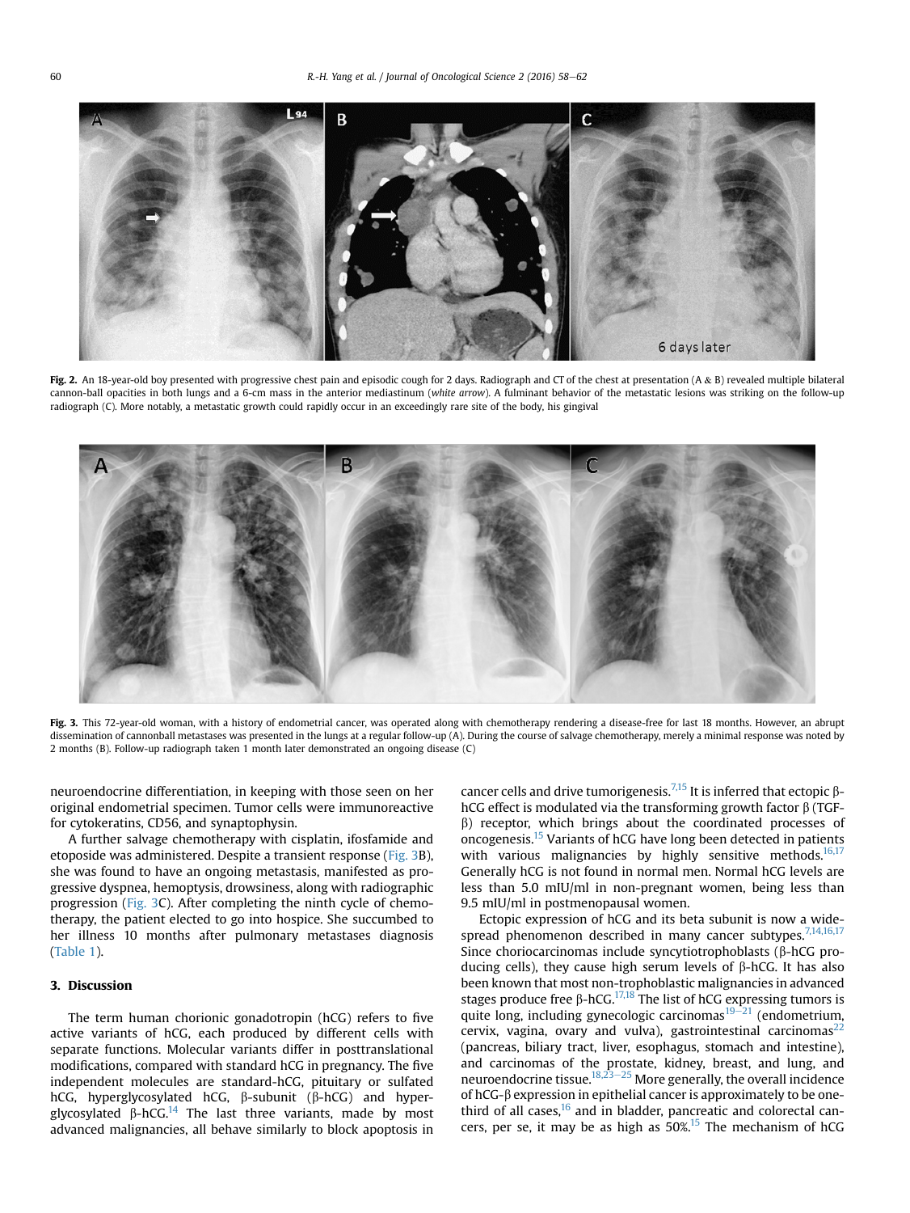Fig. 2. An 18-year-old boy presented with progressive chest pain and episodic cough for 2 days. Radiograph and CT of the chest at presentation (A & B) revealed multiple bilateral cannon-ball opacities in both lungs and a 6-cm mass in the anterior mediastinum (*white arrow*). A fulminant behavior of the metastatic lesions was striking on the follow-up radiograph (C). More notably, a metastatic growth could rapidly occur in an exceedingly rare site of the body, his gingival

Fig. 3. This 72-year-old woman, with a history of endometrial cancer, was operated along with chemotherapy rendering a disease-free for last 18 months. However, an abrupt dissemination of cannonball metastases was presented in the lungs at a regular follow-up (A). During the course of salvage chemotherapy, merely a minimal response was noted by 2 months (B). Follow-up radiograph taken 1 month later demonstrated an ongoing disease (C)

neuroendocrine differentiation, in keeping with those seen on her original endometrial specimen. Tumor cells were immunoreactive for cytokeratins, CD56, and synaptophysin.

A further salvage chemotherapy with cisplatin, ifosfamide and etoposide was administered. Despite a transient response (Fig. 3B), she was found to have an ongoing metastasis, manifested as progressive dyspnea, hemoptysis, drowsiness, along with radiographic progression (Fig. 3C). After completing the ninth cycle of chemotherapy, the patient elected to go into hospice. She succumbed to her illness 10 months after pulmonary metastases diagnosis (Table 1).

## 3. Discussion

The term human chorionic gonadotropin (hCG) refers to five active variants of hCG, each produced by different cells with separate functions. Molecular variants differ in posttranslational modifications, compared with standard hCG in pregnancy. The five independent molecules are standard-hCG, pituitary or sulfated hCG, hyperglycosylated hCG, β-subunit (β-hCG) and hyperglycosylated β-hCG.[14] The last three variants, made by most advanced malignancies, all behave similarly to block apoptosis in cancer cells and drive tumorigenesis.[7,15] It is inferred that ectopic β-hCG effect is modulated via the transforming growth factor β (TGF-β) receptor, which brings about the coordinated processes of oncogenesis.[15] Variants of hCG have long been detected in patients with various malignancies by highly sensitive methods.[16,17] Generally hCG is not found in normal men. Normal hCG levels are less than 5.0 mIU/ml in non-pregnant women, being less than 9.5 mIU/ml in postmenopausal women.

Ectopic expression of hCG and its beta subunit is now a widespread phenomenon described in many cancer subtypes.[7,14,16,17] Since choriocarcinomas include syncytiotrophoblasts (β-hCG producing cells), they cause high serum levels of β-hCG. It has also been known that most non-trophoblastic malignancies in advanced stages produce free β-hCG.[17,18] The list of hCG expressing tumors is quite long, including gynecologic carcinomas[19–21] (endometrium, cervix, vagina, ovary and vulva), gastrointestinal carcinomas[22] (pancreas, biliary tract, liver, esophagus, stomach and intestine), and carcinomas of the prostate, kidney, breast, and lung, and neuroendocrine tissue.[18,23–25] More generally, the overall incidence of hCG-β expression in epithelial cancer is approximately to be one-third of all cases,[16] and in bladder, pancreatic and colorectal cancers, per se, it may be as high as 50%.[15] The mechanism of hCG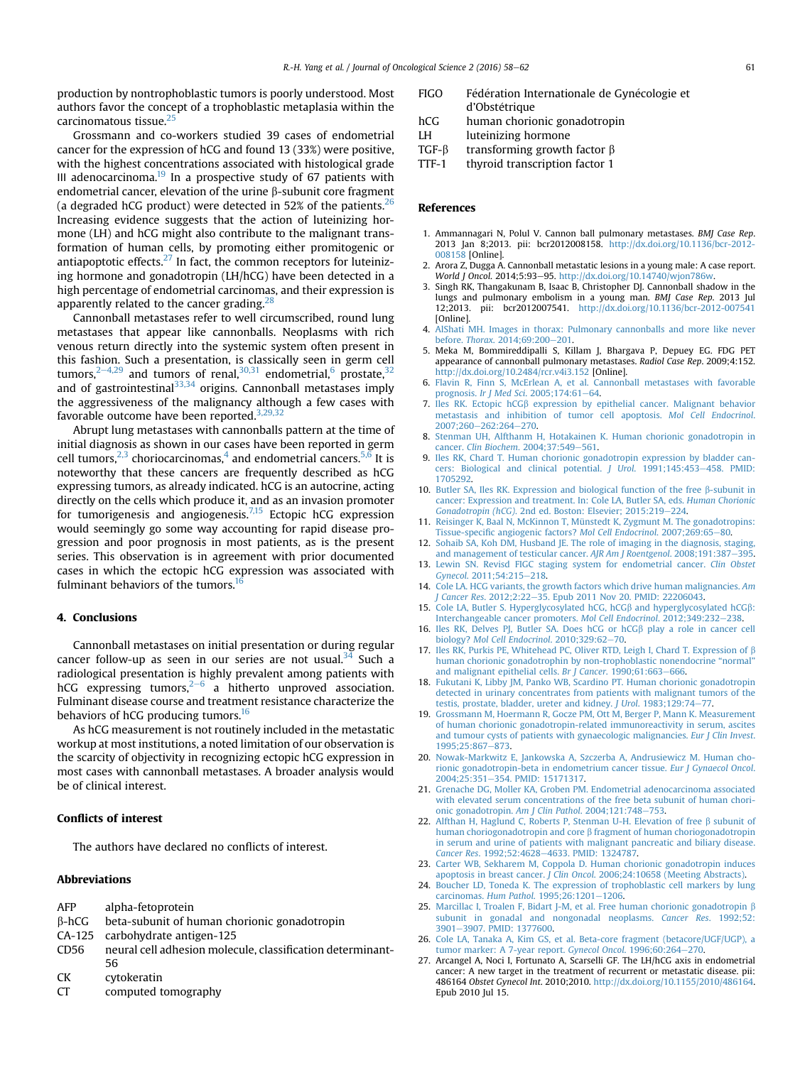production by nontrophoblastic tumors is poorly understood. Most authors favor the concept of a trophoblastic metaplasia within the carcinomatous tissue.[25]

Grossmann and co-workers studied 39 cases of endometrial cancer for the expression of hCG and found 13 (33%) were positive, with the highest concentrations associated with histological grade III adenocarcinoma.[19] In a prospective study of 67 patients with endometrial cancer, elevation of the urine β-subunit core fragment (a degraded hCG product) were detected in 52% of the patients.[26] Increasing evidence suggests that the action of luteinizing hormone (LH) and hCG might also contribute to the malignant transformation of human cells, by promoting either promitogenic or antiapoptotic effects.[27] In fact, the common receptors for luteinizing hormone and gonadotropin (LH/hCG) have been detected in a high percentage of endometrial carcinomas, and their expression is apparently related to the cancer grading.[28]

Cannonball metastases refer to well circumscribed, round lung metastases that appear like cannonballs. Neoplasms with rich venous return directly into the systemic system often present in this fashion. Such a presentation, is classically seen in germ cell tumors,[2–4,29] and tumors of renal,[30,31] endometrial,[6] prostate,[32] and of gastrointestinal[33,34] origins. Cannonball metastases imply the aggressiveness of the malignancy although a few cases with favorable outcome have been reported.[3,29,32]

Abrupt lung metastases with cannonballs pattern at the time of initial diagnosis as shown in our cases have been reported in germ cell tumors,[2,3] choriocarcinomas,[4] and endometrial cancers.[5,6] It is noteworthy that these cancers are frequently described as hCG expressing tumors, as already indicated. hCG is an autocrine, acting directly on the cells which produce it, and as an invasion promoter for tumorigenesis and angiogenesis.[7,15] Ectopic hCG expression would seemingly go some way accounting for rapid disease progression and poor prognosis in most patients, as is the present series. This observation is in agreement with prior documented cases in which the ectopic hCG expression was associated with fulminant behaviors of the tumors.[16]

## 4. Conclusions

Cannonball metastases on initial presentation or during regular cancer follow-up as seen in our series are not usual.[34] Such a radiological presentation is highly prevalent among patients with hCG expressing tumors,[2–6] a hitherto unproved association. Fulminant disease course and treatment resistance characterize the behaviors of hCG producing tumors.[16]

As hCG measurement is not routinely included in the metastatic workup at most institutions, a noted limitation of our observation is the scarcity of objectivity in recognizing ectopic hCG expression in most cases with cannonball metastases. A broader analysis would be of clinical interest.

## Conflicts of interest

The authors have declared no conflicts of interest.

## Abbreviations

| | |
|---|---|
| AFP | alpha-fetoprotein |
| β-hCG | beta-subunit of human chorionic gonadotropin |
| CA-125 | carbohydrate antigen-125 |
| CD56 | neural cell adhesion molecule, classification determinant-56 |
| CK | cytokeratin |
| CT | computed tomography |
| FIGO | Fédération Internationale de Gynécologie et d'Obstétrique |
| hCG | human chorionic gonadotropin |
| LH | luteinizing hormone |
| TGF-β | transforming growth factor β |
| TTF-1 | thyroid transcription factor 1 |

## References

1. Ammannagari N, Polul V. Cannon ball pulmonary metastases. *BMJ Case Rep*. 2013 Jan 8;2013. pii: bcr2012008158. http://dx.doi.org/10.1136/bcr-2012-008158 [Online].
2. Arora Z, Dugga A. Cannonball metastatic lesions in a young male: A case report. *World J Oncol*. 2014;5:93–95. http://dx.doi.org/10.14740/wjon786w.
3. Singh RK, Thangakunam B, Isaac B, Christopher DJ. Cannonball shadow in the lungs and pulmonary embolism in a young man. *BMJ Case Rep*. 2013 Jul 12;2013. pii: bcr2012007541. http://dx.doi.org/10.1136/bcr-2012-007541 [Online].
4. AlShati MH. Images in thorax: Pulmonary cannonballs and more like never before. *Thorax*. 2014;69:200–201.
5. Meka M, Bommireddipalli S, Killam J, Bhargava P, Depuey EG. FDG PET appearance of cannonball pulmonary metastases. *Radiol Case Rep*. 2009;4:152. http://dx.doi.org/10.2484/rcr.v4i3.152 [Online].
6. Flavin R, Finn S, McErlean A, et al. Cannonball metastases with favorable prognosis. *Ir J Med Sci*. 2005;174:61–64.
7. Iles RK. Ectopic hCGβ expression by epithelial cancer. Malignant behavior metastasis and inhibition of tumor cell apoptosis. *Mol Cell Endocrinol*. 2007;260–262:264–270.
8. Stenman UH, Alfthanm H, Hotakainen K. Human chorionic gonadotropin in cancer. *Clin Biochem*. 2004;37:549–561.
9. Iles RK, Chard T. Human chorionic gonadotropin expression by bladder cancers: Biological and clinical potential. *J Urol*. 1991;145:453–458. PMID: 1705292.
10. Butler SA, Iles RK. Expression and biological function of the free β-subunit in cancer: Expression and treatment. In: Cole LA, Butler SA, eds. *Human Chorionic Gonadotropin (hCG)*. 2nd ed. Boston: Elsevier; 2015:219–224.
11. Reisinger K, Baal N, McKinnon T, Münstedt K, Zygmunt M. The gonadotropins: Tissue-specific angiogenic factors? *Mol Cell Endocrinol*. 2007;269:65–80.
12. Sohaib SA, Koh DM, Husband JE. The role of imaging in the diagnosis, staging, and management of testicular cancer. *AJR Am J Roentgenol*. 2008;191:387–395.
13. Lewin SN. Revisd FIGC staging system for endometrial cancer. *Clin Obstet Gynecol*. 2011;54:215–218.
14. Cole LA. HCG variants, the growth factors which drive human malignancies. *Am J Cancer Res*. 2012;2:22–35. Epub 2011 Nov 20. PMID: 22206043.
15. Cole LA, Butler S. Hyperglycosylated hCG, hCGβ and hyperglycosylated hCGβ: Interchangeable cancer promoters. *Mol Cell Endocrinol*. 2012;349:232–238.
16. Iles RK, Delves PJ, Butler SA. Does hCG or hCGβ play a role in cancer cell biology? *Mol Cell Endocrinol*. 2010;329:62–70.
17. Iles RK, Purkis PE, Whitehead PC, Oliver RTD, Leigh I, Chard T. Expression of β human chorionic gonadotrophin by non-trophoblastic nonendocrine "normal" and malignant epithelial cells. *Br J Cancer*. 1990;61:663–666.
18. Fukutani K, Libby JM, Panko WB, Scardino PT. Human chorionic gonadotropin detected in urinary concentrates from patients with malignant tumors of the testis, prostate, bladder, ureter and kidney. *J Urol*. 1983;129:74–77.
19. Grossmann M, Hoermann R, Gocze PM, Ott M, Berger P, Mann K. Measurement of human chorionic gonadotropin-related immunoreactivity in serum, ascites and tumour cysts of patients with gynaecologic malignancies. *Eur J Clin Invest*. 1995;25:867–873.
20. Nowak-Markwitz E, Jankowska A, Szczerba A, Andrusiewicz M. Human chorionic gonadotropin-beta in endometrium cancer tissue. *Eur J Gynaecol Oncol*. 2004;25:351–354. PMID: 15171317.
21. Grenache DG, Moller KA, Groben PM. Endometrial adenocarcinoma associated with elevated serum concentrations of the free beta subunit of human chorionic gonadotropin. *Am J Clin Pathol*. 2004;121:748–753.
22. Alfthan H, Haglund C, Roberts P, Stenman U-H. Elevation of free β subunit of human choriogonadotropin and core β fragment of human choriogonadotropin in serum and urine of patients with malignant pancreatic and biliary disease. *Cancer Res*. 1992;52:4628–4633. PMID: 1324787.
23. Carter WB, Sekharem M, Coppola D. Human chorionic gonadotropin induces apoptosis in breast cancer. *J Clin Oncol*. 2006;24:10658 (Meeting Abstracts).
24. Boucher LD, Toneda K. The expression of trophoblastic cell markers by lung carcinomas. *Hum Pathol*. 1995;26:1201–1206.
25. Marcillac I, Troalen F, Bidart J-M, et al. Free human chorionic gonadotropin β subunit in gonadal and nongonadal neoplasms. *Cancer Res*. 1992;52:3901–3907. PMID: 1377600.
26. Cole LA, Tanaka A, Kim GS, et al. Beta-core fragment (betacore/UGF/UGP), a tumor marker: A 7-year report. *Gynecol Oncol*. 1996;60:264–270.
27. Arcangel A, Noci I, Fortunato A, Scarselli GF. The LH/hCG axis in endometrial cancer: A new target in the treatment of recurrent or metastatic disease. pii: 486164 *Obstet Gynecol Int*. 2010;2010. http://dx.doi.org/10.1155/2010/486164. Epub 2010 Jul 15.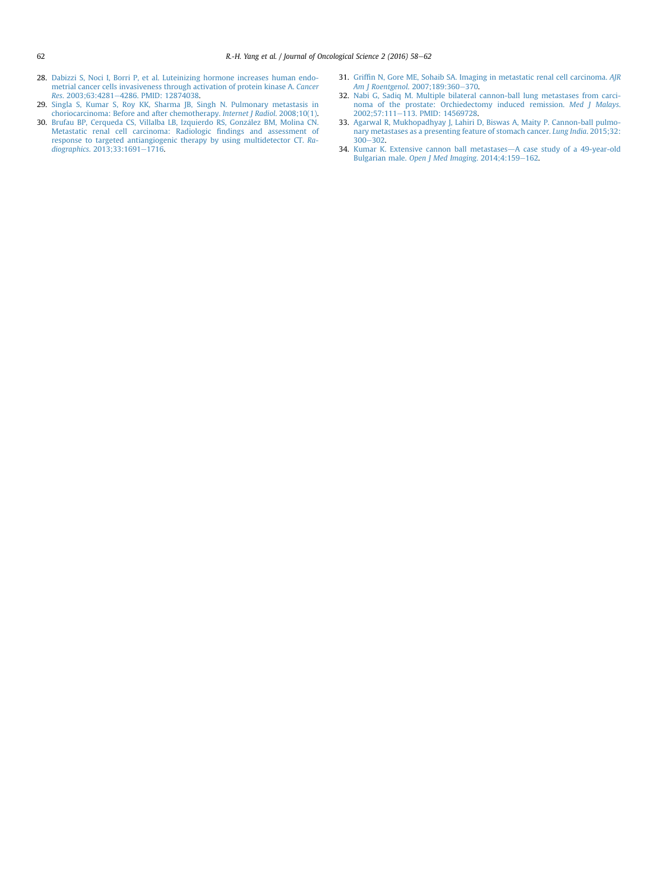28. Dabizzi S, Noci I, Borri P, et al. Luteinizing hormone increases human endometrial cancer cells invasiveness through activation of protein kinase A. *Cancer Res*. 2003;63:4281–4286. PMID: 12874038.
29. Singla S, Kumar S, Roy KK, Sharma JB, Singh N. Pulmonary metastasis in choriocarcinoma: Before and after chemotherapy. *Internet J Radiol*. 2008;10(1).
30. Brufau BP, Cerqueda CS, Villalba LB, Izquierdo RS, González BM, Molina CN. Metastatic renal cell carcinoma: Radiologic findings and assessment of response to targeted antiangiogenic therapy by using multidetector CT. *Radiographics*. 2013;33:1691–1716.
31. Griffin N, Gore ME, Sohaib SA. Imaging in metastatic renal cell carcinoma. *AJR Am J Roentgenol*. 2007;189:360–370.
32. Nabi G, Sadiq M. Multiple bilateral cannon-ball lung metastases from carcinoma of the prostate: Orchiedectomy induced remission. *Med J Malays*. 2002;57:111–113. PMID: 14569728.
33. Agarwal R, Mukhopadhyay J, Lahiri D, Biswas A, Maity P. Cannon-ball pulmonary metastases as a presenting feature of stomach cancer. *Lung India*. 2015;32:300–302.
34. Kumar K. Extensive cannon ball metastases—A case study of a 49-year-old Bulgarian male. *Open J Med Imaging*. 2014;4:159–162.